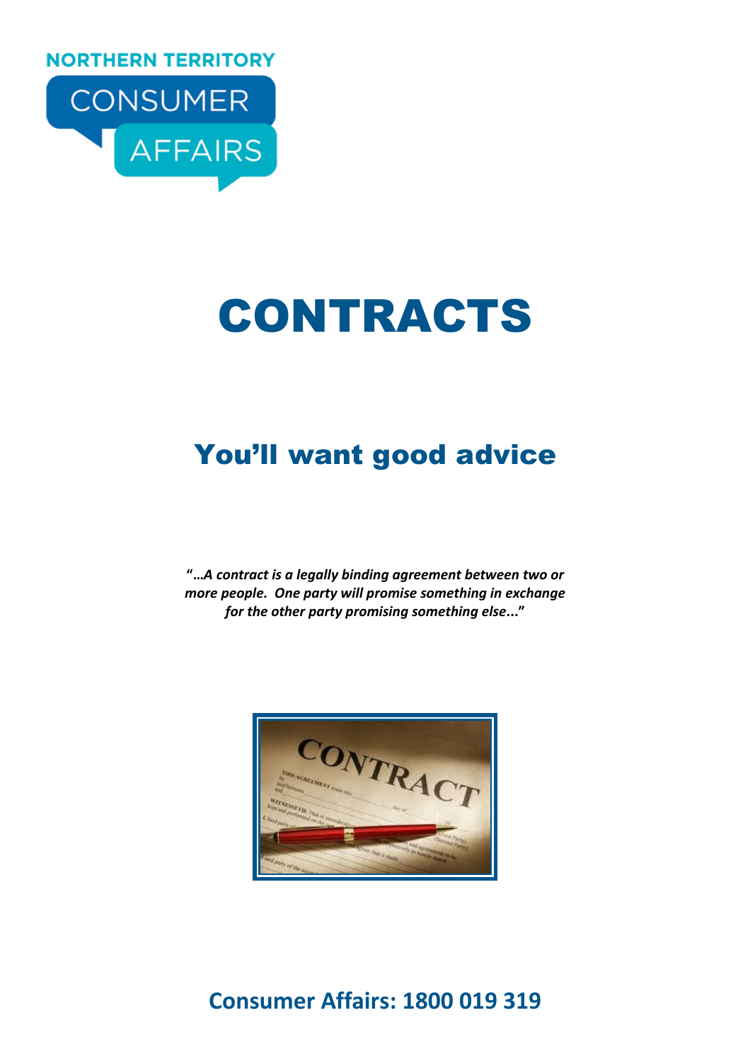NORTHERN TERRITORY

CONSUMER AFFAIRS

# CONTRACTS

## You'll want good advice

***"…A contract is a legally binding agreement between two or more people. One party will promise something in exchange for the other party promising something else..."***

**Consumer Affairs: 1800 019 319**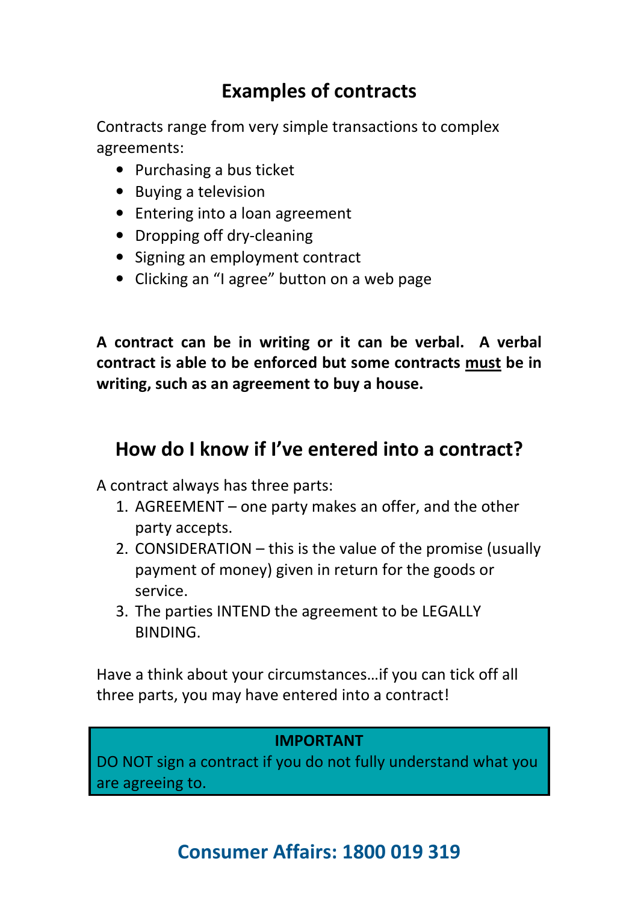## Examples of contracts

Contracts range from very simple transactions to complex agreements:

- Purchasing a bus ticket
- Buying a television
- Entering into a loan agreement
- Dropping off dry-cleaning
- Signing an employment contract
- Clicking an "I agree" button on a web page

**A contract can be in writing or it can be verbal. A verbal contract is able to be enforced but some contracts <u>must</u> be in writing, such as an agreement to buy a house.**

## How do I know if I've entered into a contract?

A contract always has three parts:

1. AGREEMENT – one party makes an offer, and the other party accepts.
2. CONSIDERATION – this is the value of the promise (usually payment of money) given in return for the goods or service.
3. The parties INTEND the agreement to be LEGALLY BINDING.

Have a think about your circumstances…if you can tick off all three parts, you may have entered into a contract!

**IMPORTANT**

DO NOT sign a contract if you do not fully understand what you are agreeing to.

**Consumer Affairs: 1800 019 319**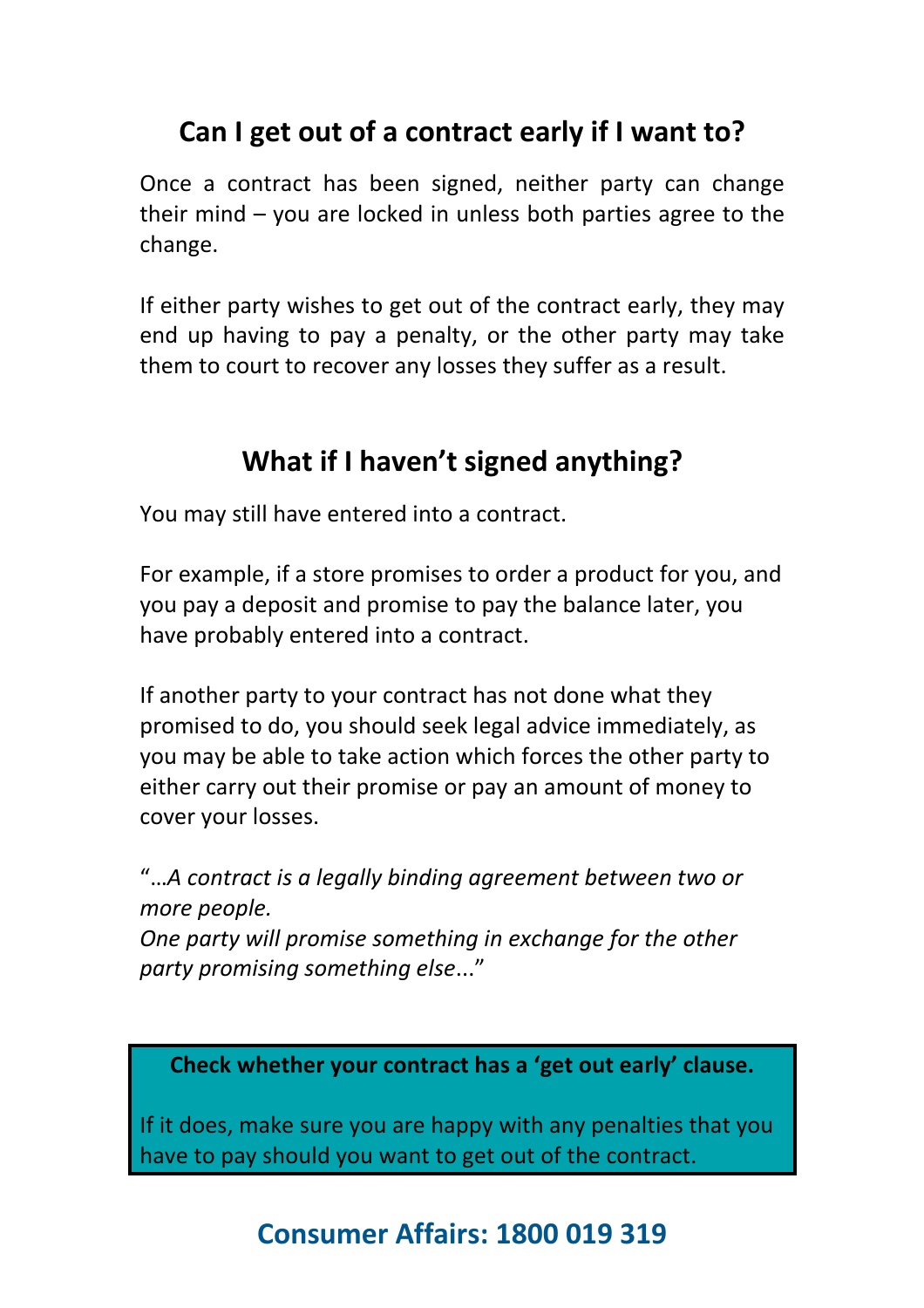## Can I get out of a contract early if I want to?

Once a contract has been signed, neither party can change their mind – you are locked in unless both parties agree to the change.

If either party wishes to get out of the contract early, they may end up having to pay a penalty, or the other party may take them to court to recover any losses they suffer as a result.

## What if I haven't signed anything?

You may still have entered into a contract.

For example, if a store promises to order a product for you, and you pay a deposit and promise to pay the balance later, you have probably entered into a contract.

If another party to your contract has not done what they promised to do, you should seek legal advice immediately, as you may be able to take action which forces the other party to either carry out their promise or pay an amount of money to cover your losses.

"…*A contract is a legally binding agreement between two or more people.*
*One party will promise something in exchange for the other party promising something else*..."

**Check whether your contract has a 'get out early' clause.**

If it does, make sure you are happy with any penalties that you have to pay should you want to get out of the contract.

**Consumer Affairs: 1800 019 319**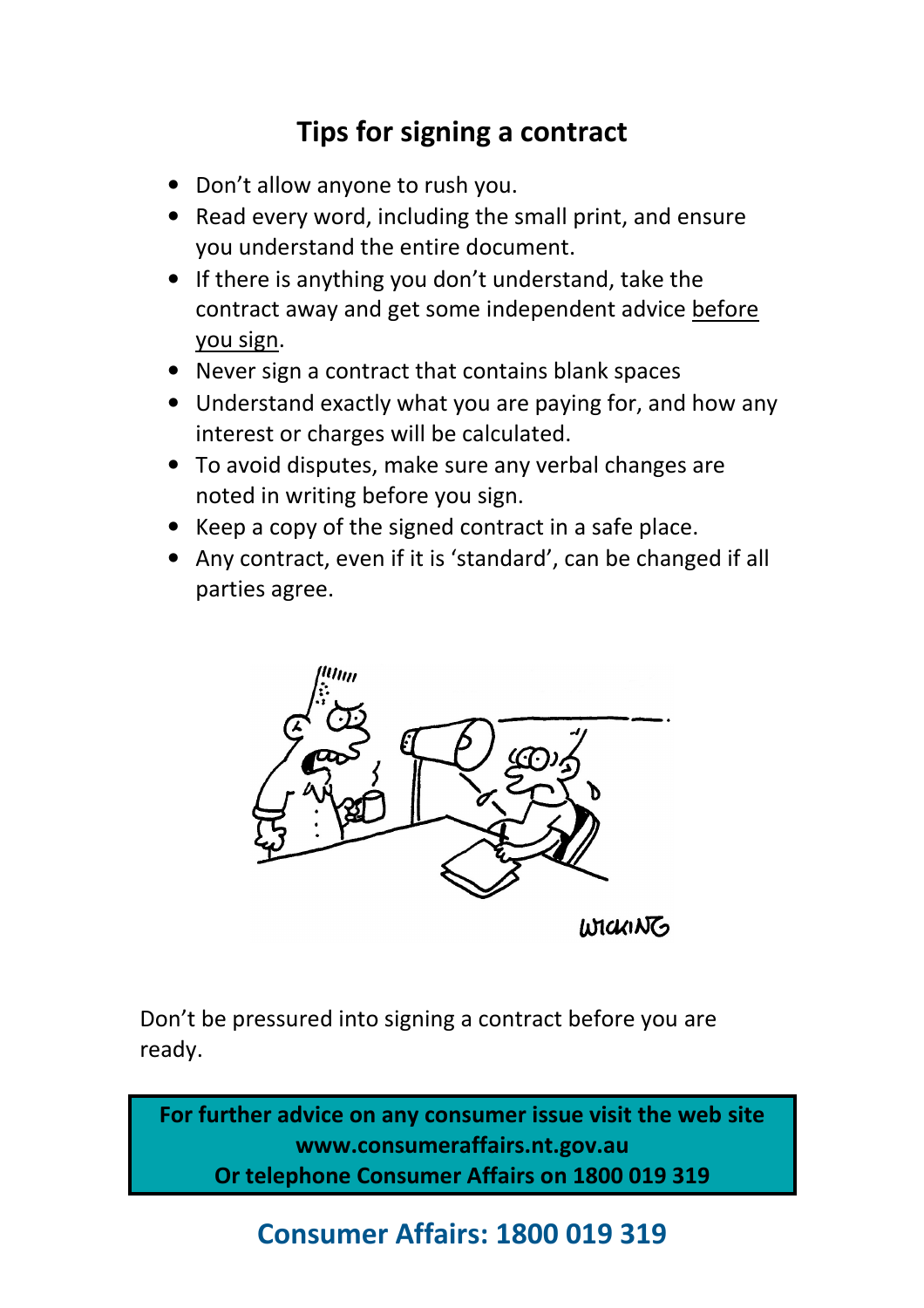## Tips for signing a contract

- Don't allow anyone to rush you.
- Read every word, including the small print, and ensure you understand the entire document.
- If there is anything you don't understand, take the contract away and get some independent advice before you sign.
- Never sign a contract that contains blank spaces
- Understand exactly what you are paying for, and how any interest or charges will be calculated.
- To avoid disputes, make sure any verbal changes are noted in writing before you sign.
- Keep a copy of the signed contract in a safe place.
- Any contract, even if it is 'standard', can be changed if all parties agree.

Don't be pressured into signing a contract before you are ready.

**For further advice on any consumer issue visit the web site www.consumeraffairs.nt.gov.au Or telephone Consumer Affairs on 1800 019 319**

**Consumer Affairs: 1800 019 319**